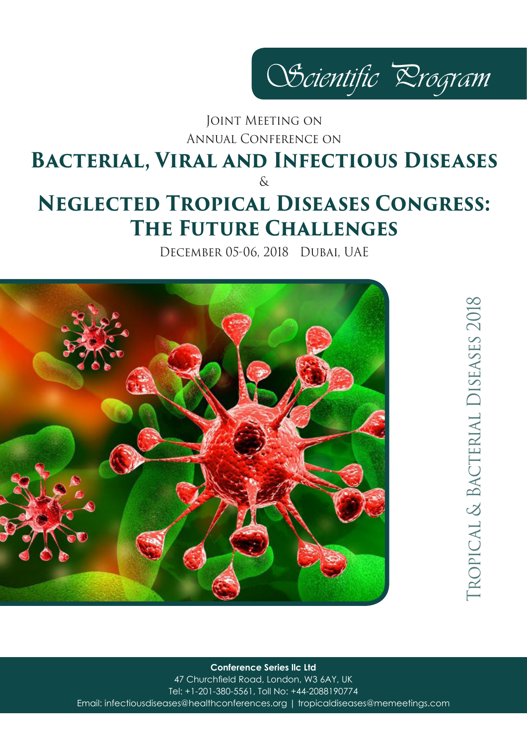*Scientific Program*

Joint Meeting on

Annual Conference on

# Bacterial, Viral and Infectious Diseases

&

# Neglected Tropical Diseases Congress: The Future Challenges

December 05-06, 2018 Dubai, UAE

Tropical & Bacterial Diseases 2018

**Conference Series llc Ltd**

47 Churchfield Road, London, W3 6AY, UK

Tel: +1-201-380-5561, Toll No: +44-2088190774

Email: infectiousdiseases@healthconferences.org | tropicaldiseases@memeetings.com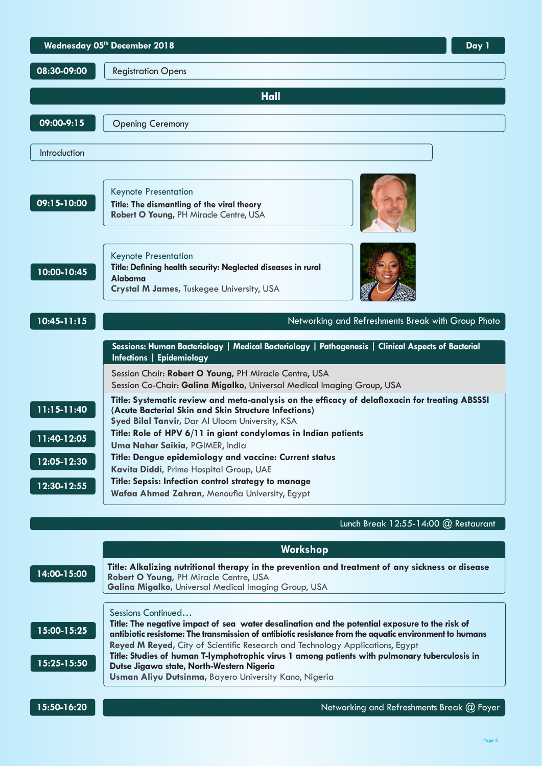## Wednesday 05[th] December 2018 — Day 1

**08:30-09:00** Registration Opens

## Hall

**09:00-9:15** Opening Ceremony

Introduction

**09:15-10:00**
Keynote Presentation
**Title: The dismantling of the viral theory**
**Robert O Young**, PH Miracle Centre, USA

**10:00-10:45**
Keynote Presentation
**Title: Defining health security: Neglected diseases in rural Alabama**
**Crystal M James**, Tuskegee University, USA

**10:45-11:15** Networking and Refreshments Break with Group Photo

### Sessions: Human Bacteriology | Medical Bacteriology | Pathogenesis | Clinical Aspects of Bacterial Infections | Epidemiology

Session Chair: **Robert O Young**, PH Miracle Centre, USA
Session Co-Chair: **Galina Migalko**, Universal Medical Imaging Group, USA

**11:15-11:40**
**Title: Systematic review and meta-analysis on the efficacy of delafloxacin for treating ABSSSI (Acute Bacterial Skin and Skin Structure Infections)**
**Syed Bilal Tanvir**, Dar Al Uloom University, KSA

**11:40-12:05**
**Title: Role of HPV 6/11 in giant condylomas in Indian patients**
**Uma Nahar Saikia**, PGIMER, India

**12:05-12:30**
**Title: Dengue epidemiology and vaccine: Current status**
**Kavita Diddi**, Prime Hospital Group, UAE

**12:30-12:55**
**Title: Sepsis: Infection control strategy to manage**
**Wafaa Ahmed Zahran**, Menoufia University, Egypt

Lunch Break 12:55-14:00 @ Restaurant

### Workshop

**14:00-15:00**
**Title: Alkalizing nutritional therapy in the prevention and treatment of any sickness or disease**
**Robert O Young**, PH Miracle Centre, USA
**Galina Migalko**, Universal Medical Imaging Group, USA

Sessions Continued…

**15:00-15:25**
**Title: The negative impact of sea water desalination and the potential exposure to the risk of antibiotic resistome: The transmission of antibiotic resistance from the aquatic environment to humans**
**Reyed M Reyed**, City of Scientific Research and Technology Applications, Egypt

**15:25-15:50**
**Title: Studies of human T-lymphotrophic virus 1 among patients with pulmonary tuberculosis in Dutse Jigawa state, North-Western Nigeria**
**Usman Aliyu Dutsinma**, Bayero University Kano, Nigeria

**15:50-16:20** Networking and Refreshments Break @ Foyer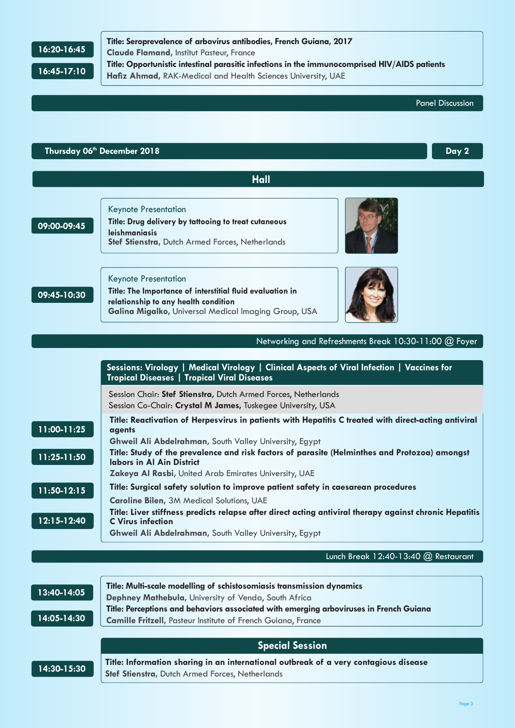**16:20-16:45**

**Title: Seroprevalence of arbovirus antibodies, French Guiana, 2017**
**Claude Flamand**, Institut Pasteur, France

**16:45-17:10**

**Title: Opportunistic intestinal parasitic infections in the immunocomprised HIV/AIDS patients**
**Hafiz Ahmad**, RAK-Medical and Health Sciences University, UAE

Panel Discussion

## Thursday 06th December 2018 — Day 2

### Hall

**09:00-09:45**

Keynote Presentation
**Title: Drug delivery by tattooing to treat cutaneous leishmaniasis**
**Stef Stienstra**, Dutch Armed Forces, Netherlands

**09:45-10:30**

Keynote Presentation
**Title: The Importance of interstitial fluid evaluation in relationship to any health condition**
**Galina Migalko**, Universal Medical Imaging Group, USA

Networking and Refreshments Break 10:30-11:00 @ Foyer

### Sessions: Virology | Medical Virology | Clinical Aspects of Viral Infection | Vaccines for Tropical Diseases | Tropical Viral Diseases

Session Chair: **Stef Stienstra**, Dutch Armed Forces, Netherlands
Session Co-Chair: **Crystal M James**, Tuskegee University, USA

**11:00-11:25**

**Title: Reactivation of Herpesvirus in patients with Hepatitis C treated with direct-acting antiviral agents**
**Ghweil Ali Abdelrahman**, South Valley University, Egypt

**11:25-11:50**

**Title: Study of the prevalence and risk factors of parasite (Helminthes and Protozoa) amongst labors in Al Ain District**
**Zakeya Al Rasbi**, United Arab Emirates University, UAE

**11:50-12:15**

**Title: Surgical safety solution to improve patient safety in caesarean procedures**
**Caroline Bilen**, 3M Medical Solutions, UAE

**12:15-12:40**

**Title: Liver stiffness predicts relapse after direct acting antiviral therapy against chronic Hepatitis C Virus infection**
**Ghweil Ali Abdelrahman**, South Valley University, Egypt

Lunch Break 12:40-13:40 @ Restaurant

**13:40-14:05**

**Title: Multi-scale modelling of schistosomiasis transmission dynamics**
**Dephney Mathebula**, University of Venda, South Africa

**14:05-14:30**

**Title: Perceptions and behaviors associated with emerging arboviruses in French Guiana**
**Camille Fritzell**, Pasteur Institute of French Guiana, France

### Special Session

**14:30-15:30**

**Title: Information sharing in an international outbreak of a very contagious disease**
**Stef Stienstra**, Dutch Armed Forces, Netherlands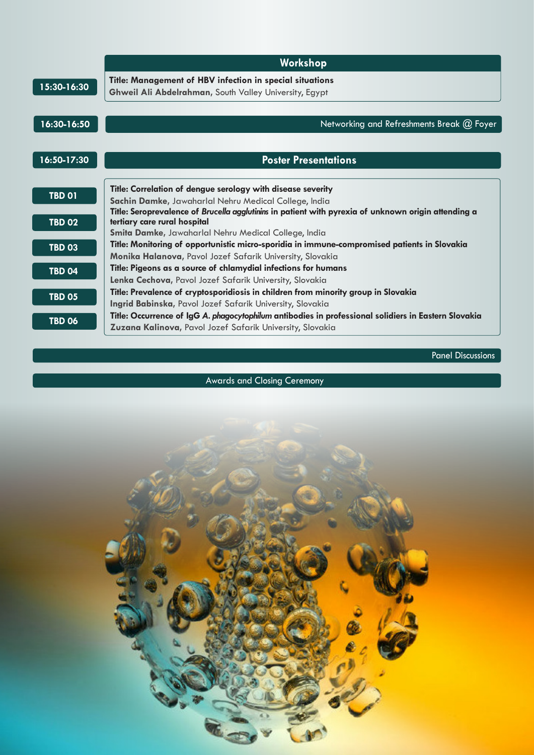## Workshop

**15:30-16:30**

**Title: Management of HBV infection in special situations**
**Ghweil Ali Abdelrahman**, South Valley University, Egypt

**16:30-16:50**

Networking and Refreshments Break @ Foyer

**16:50-17:30**

## Poster Presentations

**TBD 01**
**Title: Correlation of dengue serology with disease severity**
**Sachin Damke**, Jawaharlal Nehru Medical College, India

**TBD 02**
**Title: Seroprevalence of *Brucella agglutinins* in patient with pyrexia of unknown origin attending a tertiary care rural hospital**
**Smita Damke**, Jawaharlal Nehru Medical College, India

**TBD 03**
**Title: Monitoring of opportunistic micro-sporidia in immune-compromised patients in Slovakia**
**Monika Halanova**, Pavol Jozef Safarik University, Slovakia

**TBD 04**
**Title: Pigeons as a source of chlamydial infections for humans**
**Lenka Cechova**, Pavol Jozef Safarik University, Slovakia

**TBD 05**
**Title: Prevalence of cryptosporidiosis in children from minority group in Slovakia**
**Ingrid Babinska**, Pavol Jozef Safarik University, Slovakia

**TBD 06**
**Title: Occurrence of IgG *A. phagocytophilum* antibodies in professional solidiers in Eastern Slovakia**
**Zuzana Kalinova**, Pavol Jozef Safarik University, Slovakia

Panel Discussions

Awards and Closing Ceremony